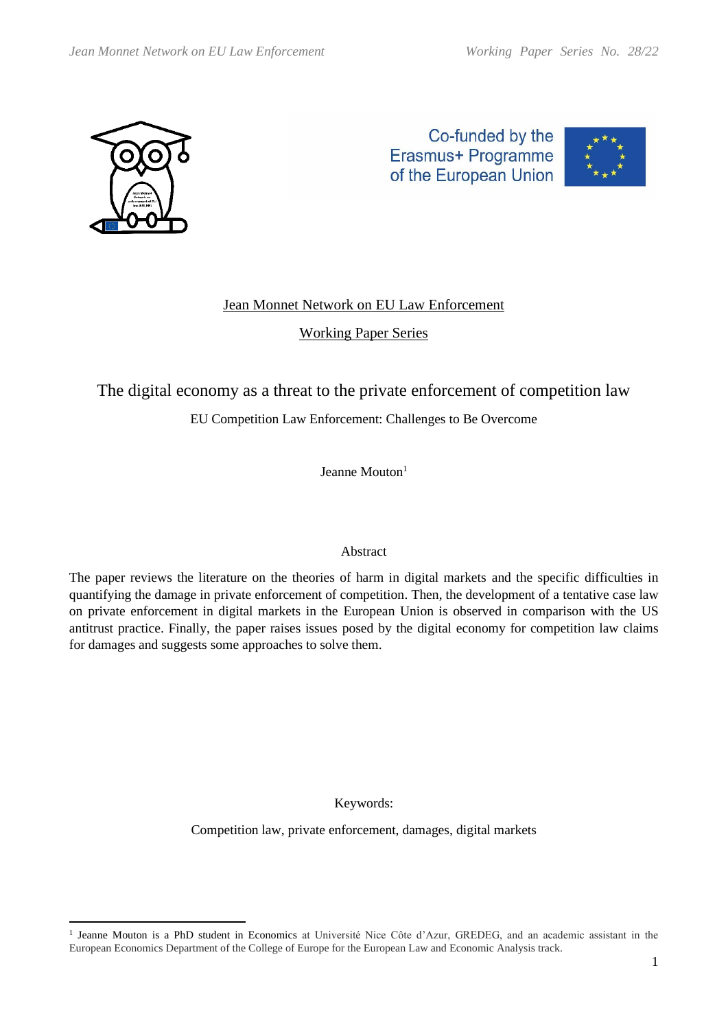Jean Monnet Network on EU Law Enforcement

Working Paper Series

# The digital economy as a threat to the private enforcement of competition law

EU Competition Law Enforcement: Challenges to Be Overcome

Jeanne Mouton[1]

## Abstract

The paper reviews the literature on the theories of harm in digital markets and the specific difficulties in quantifying the damage in private enforcement of competition. Then, the development of a tentative case law on private enforcement in digital markets in the European Union is observed in comparison with the US antitrust practice. Finally, the paper raises issues posed by the digital economy for competition law claims for damages and suggests some approaches to solve them.

Keywords:

Competition law, private enforcement, damages, digital markets

---

[1] Jeanne Mouton is a PhD student in Economics at Université Nice Côte d'Azur, GREDEG, and an academic assistant in the European Economics Department of the College of Europe for the European Law and Economic Analysis track.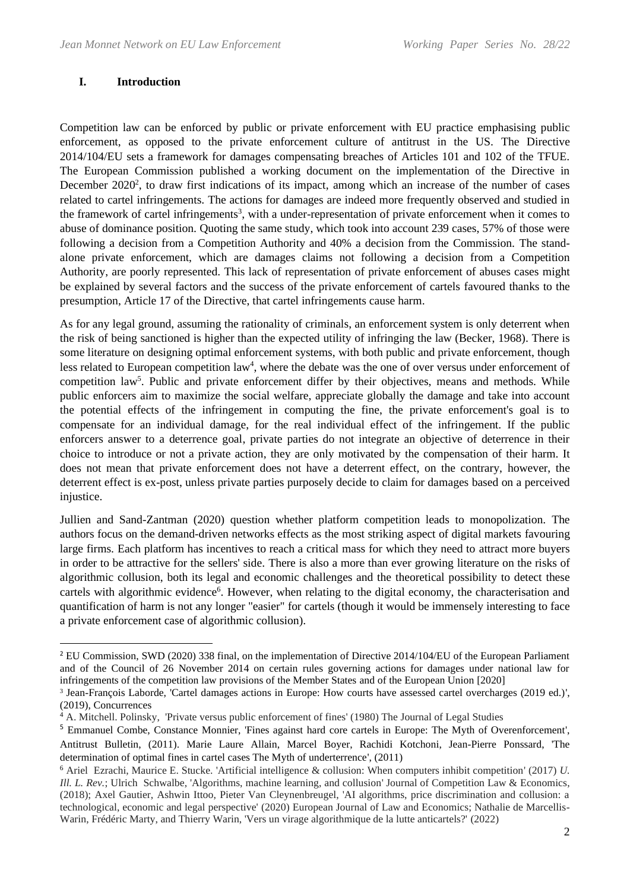## I. Introduction

Competition law can be enforced by public or private enforcement with EU practice emphasising public enforcement, as opposed to the private enforcement culture of antitrust in the US. The Directive 2014/104/EU sets a framework for damages compensating breaches of Articles 101 and 102 of the TFUE. The European Commission published a working document on the implementation of the Directive in December 2020[2], to draw first indications of its impact, among which an increase of the number of cases related to cartel infringements. The actions for damages are indeed more frequently observed and studied in the framework of cartel infringements[3], with a under-representation of private enforcement when it comes to abuse of dominance position. Quoting the same study, which took into account 239 cases, 57% of those were following a decision from a Competition Authority and 40% a decision from the Commission. The stand-alone private enforcement, which are damages claims not following a decision from a Competition Authority, are poorly represented. This lack of representation of private enforcement of abuses cases might be explained by several factors and the success of the private enforcement of cartels favoured thanks to the presumption, Article 17 of the Directive, that cartel infringements cause harm.

As for any legal ground, assuming the rationality of criminals, an enforcement system is only deterrent when the risk of being sanctioned is higher than the expected utility of infringing the law (Becker, 1968). There is some literature on designing optimal enforcement systems, with both public and private enforcement, though less related to European competition law[4], where the debate was the one of over versus under enforcement of competition law[5]. Public and private enforcement differ by their objectives, means and methods. While public enforcers aim to maximize the social welfare, appreciate globally the damage and take into account the potential effects of the infringement in computing the fine, the private enforcement's goal is to compensate for an individual damage, for the real individual effect of the infringement. If the public enforcers answer to a deterrence goal, private parties do not integrate an objective of deterrence in their choice to introduce or not a private action, they are only motivated by the compensation of their harm. It does not mean that private enforcement does not have a deterrent effect, on the contrary, however, the deterrent effect is ex-post, unless private parties purposely decide to claim for damages based on a perceived injustice.

Jullien and Sand-Zantman (2020) question whether platform competition leads to monopolization. The authors focus on the demand-driven networks effects as the most striking aspect of digital markets favouring large firms. Each platform has incentives to reach a critical mass for which they need to attract more buyers in order to be attractive for the sellers' side. There is also a more than ever growing literature on the risks of algorithmic collusion, both its legal and economic challenges and the theoretical possibility to detect these cartels with algorithmic evidence[6]. However, when relating to the digital economy, the characterisation and quantification of harm is not any longer "easier" for cartels (though it would be immensely interesting to face a private enforcement case of algorithmic collusion).

---

[2] EU Commission, SWD (2020) 338 final, on the implementation of Directive 2014/104/EU of the European Parliament and of the Council of 26 November 2014 on certain rules governing actions for damages under national law for infringements of the competition law provisions of the Member States and of the European Union [2020]

[3] Jean-François Laborde, 'Cartel damages actions in Europe: How courts have assessed cartel overcharges (2019 ed.)', (2019), Concurrences

[4] A. Mitchell. Polinsky, 'Private versus public enforcement of fines' (1980) The Journal of Legal Studies

[5] Emmanuel Combe, Constance Monnier, 'Fines against hard core cartels in Europe: The Myth of Overenforcement', Antitrust Bulletin, (2011). Marie Laure Allain, Marcel Boyer, Rachidi Kotchoni, Jean-Pierre Ponssard, 'The determination of optimal fines in cartel cases The Myth of underterrence', (2011)

[6] Ariel Ezrachi, Maurice E. Stucke. 'Artificial intelligence & collusion: When computers inhibit competition' (2017) *U. Ill. L. Rev.*; Ulrich Schwalbe, 'Algorithms, machine learning, and collusion' Journal of Competition Law & Economics, (2018); Axel Gautier, Ashwin Ittoo, Pieter Van Cleynenbreugel, 'AI algorithms, price discrimination and collusion: a technological, economic and legal perspective' (2020) European Journal of Law and Economics; Nathalie de Marcellis-Warin, Frédéric Marty, and Thierry Warin, 'Vers un virage algorithmique de la lutte anticartels?' (2022)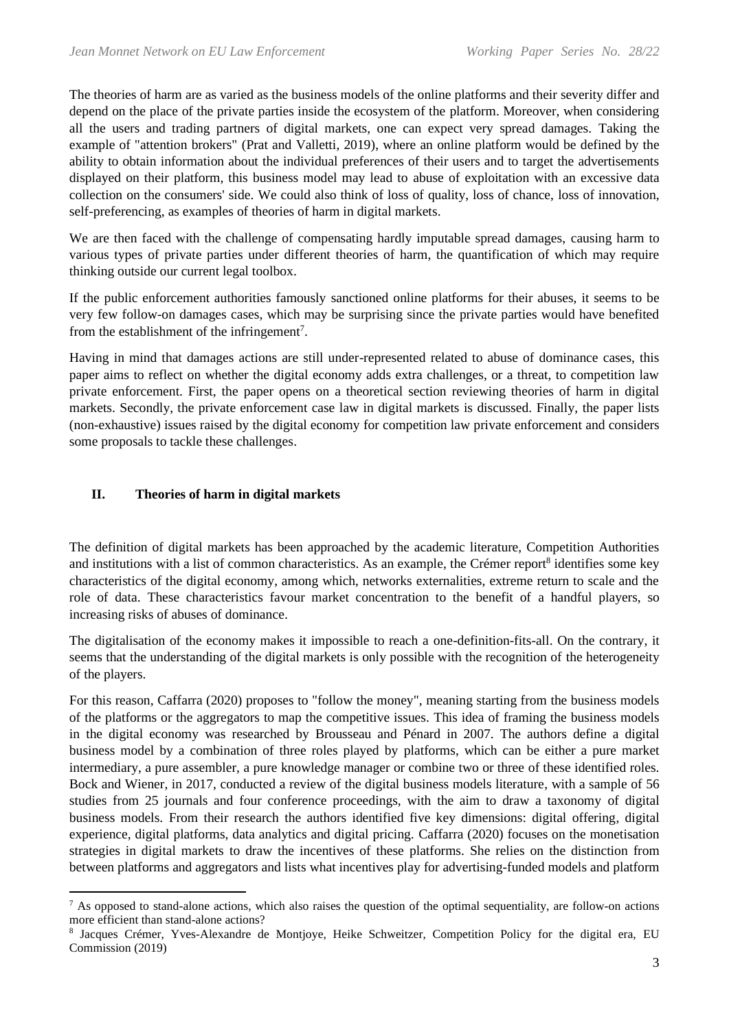The theories of harm are as varied as the business models of the online platforms and their severity differ and depend on the place of the private parties inside the ecosystem of the platform. Moreover, when considering all the users and trading partners of digital markets, one can expect very spread damages. Taking the example of "attention brokers" (Prat and Valletti, 2019), where an online platform would be defined by the ability to obtain information about the individual preferences of their users and to target the advertisements displayed on their platform, this business model may lead to abuse of exploitation with an excessive data collection on the consumers' side. We could also think of loss of quality, loss of chance, loss of innovation, self-preferencing, as examples of theories of harm in digital markets.

We are then faced with the challenge of compensating hardly imputable spread damages, causing harm to various types of private parties under different theories of harm, the quantification of which may require thinking outside our current legal toolbox.

If the public enforcement authorities famously sanctioned online platforms for their abuses, it seems to be very few follow-on damages cases, which may be surprising since the private parties would have benefited from the establishment of the infringement[7].

Having in mind that damages actions are still under-represented related to abuse of dominance cases, this paper aims to reflect on whether the digital economy adds extra challenges, or a threat, to competition law private enforcement. First, the paper opens on a theoretical section reviewing theories of harm in digital markets. Secondly, the private enforcement case law in digital markets is discussed. Finally, the paper lists (non-exhaustive) issues raised by the digital economy for competition law private enforcement and considers some proposals to tackle these challenges.

## II. Theories of harm in digital markets

The definition of digital markets has been approached by the academic literature, Competition Authorities and institutions with a list of common characteristics. As an example, the Crémer report[8] identifies some key characteristics of the digital economy, among which, networks externalities, extreme return to scale and the role of data. These characteristics favour market concentration to the benefit of a handful players, so increasing risks of abuses of dominance.

The digitalisation of the economy makes it impossible to reach a one-definition-fits-all. On the contrary, it seems that the understanding of the digital markets is only possible with the recognition of the heterogeneity of the players.

For this reason, Caffarra (2020) proposes to "follow the money", meaning starting from the business models of the platforms or the aggregators to map the competitive issues. This idea of framing the business models in the digital economy was researched by Brousseau and Pénard in 2007. The authors define a digital business model by a combination of three roles played by platforms, which can be either a pure market intermediary, a pure assembler, a pure knowledge manager or combine two or three of these identified roles. Bock and Wiener, in 2017, conducted a review of the digital business models literature, with a sample of 56 studies from 25 journals and four conference proceedings, with the aim to draw a taxonomy of digital business models. From their research the authors identified five key dimensions: digital offering, digital experience, digital platforms, data analytics and digital pricing. Caffarra (2020) focuses on the monetisation strategies in digital markets to draw the incentives of these platforms. She relies on the distinction from between platforms and aggregators and lists what incentives play for advertising-funded models and platform

---

[7] As opposed to stand-alone actions, which also raises the question of the optimal sequentiality, are follow-on actions more efficient than stand-alone actions?

[8] Jacques Crémer, Yves-Alexandre de Montjoye, Heike Schweitzer, Competition Policy for the digital era, EU Commission (2019)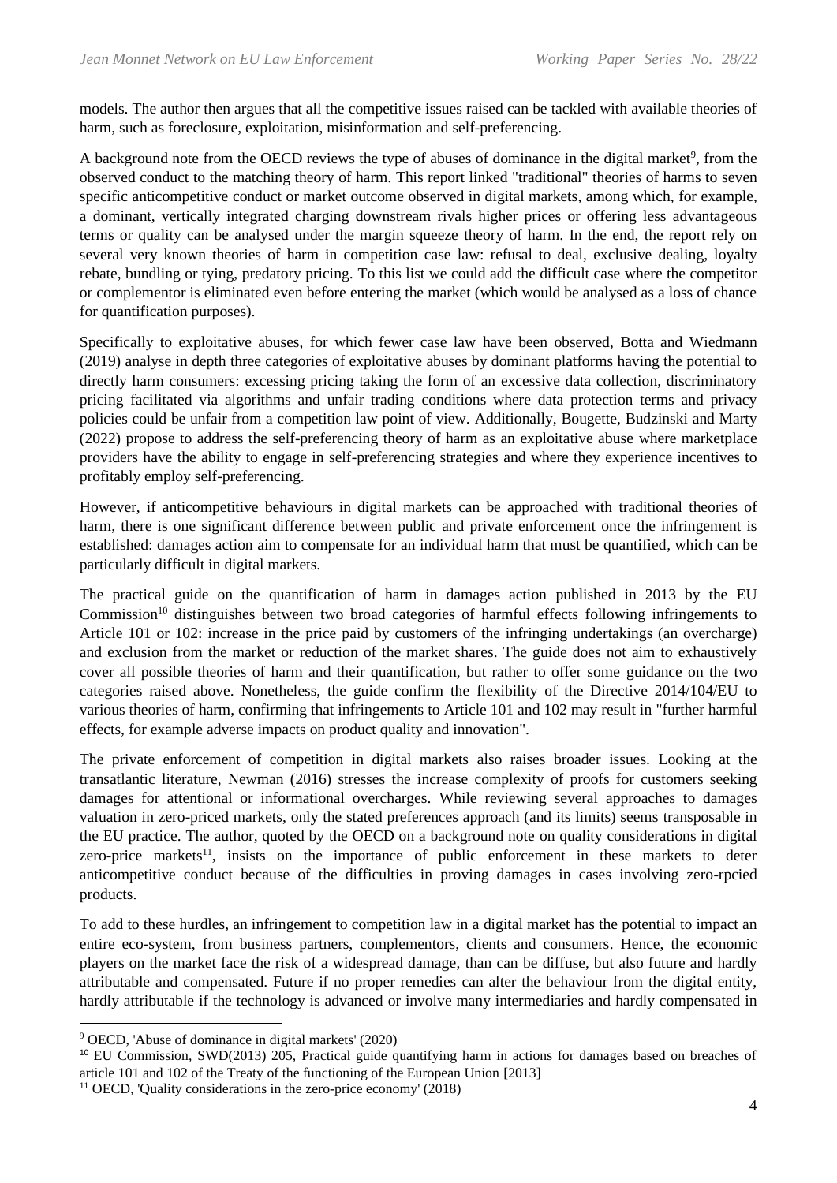models. The author then argues that all the competitive issues raised can be tackled with available theories of harm, such as foreclosure, exploitation, misinformation and self-preferencing.

A background note from the OECD reviews the type of abuses of dominance in the digital market[9], from the observed conduct to the matching theory of harm. This report linked "traditional" theories of harms to seven specific anticompetitive conduct or market outcome observed in digital markets, among which, for example, a dominant, vertically integrated charging downstream rivals higher prices or offering less advantageous terms or quality can be analysed under the margin squeeze theory of harm. In the end, the report rely on several very known theories of harm in competition case law: refusal to deal, exclusive dealing, loyalty rebate, bundling or tying, predatory pricing. To this list we could add the difficult case where the competitor or complementor is eliminated even before entering the market (which would be analysed as a loss of chance for quantification purposes).

Specifically to exploitative abuses, for which fewer case law have been observed, Botta and Wiedmann (2019) analyse in depth three categories of exploitative abuses by dominant platforms having the potential to directly harm consumers: excessing pricing taking the form of an excessive data collection, discriminatory pricing facilitated via algorithms and unfair trading conditions where data protection terms and privacy policies could be unfair from a competition law point of view. Additionally, Bougette, Budzinski and Marty (2022) propose to address the self-preferencing theory of harm as an exploitative abuse where marketplace providers have the ability to engage in self-preferencing strategies and where they experience incentives to profitably employ self-preferencing.

However, if anticompetitive behaviours in digital markets can be approached with traditional theories of harm, there is one significant difference between public and private enforcement once the infringement is established: damages action aim to compensate for an individual harm that must be quantified, which can be particularly difficult in digital markets.

The practical guide on the quantification of harm in damages action published in 2013 by the EU Commission[10] distinguishes between two broad categories of harmful effects following infringements to Article 101 or 102: increase in the price paid by customers of the infringing undertakings (an overcharge) and exclusion from the market or reduction of the market shares. The guide does not aim to exhaustively cover all possible theories of harm and their quantification, but rather to offer some guidance on the two categories raised above. Nonetheless, the guide confirm the flexibility of the Directive 2014/104/EU to various theories of harm, confirming that infringements to Article 101 and 102 may result in "further harmful effects, for example adverse impacts on product quality and innovation".

The private enforcement of competition in digital markets also raises broader issues. Looking at the transatlantic literature, Newman (2016) stresses the increase complexity of proofs for customers seeking damages for attentional or informational overcharges. While reviewing several approaches to damages valuation in zero-priced markets, only the stated preferences approach (and its limits) seems transposable in the EU practice. The author, quoted by the OECD on a background note on quality considerations in digital zero-price markets[11], insists on the importance of public enforcement in these markets to deter anticompetitive conduct because of the difficulties in proving damages in cases involving zero-rpcied products.

To add to these hurdles, an infringement to competition law in a digital market has the potential to impact an entire eco-system, from business partners, complementors, clients and consumers. Hence, the economic players on the market face the risk of a widespread damage, than can be diffuse, but also future and hardly attributable and compensated. Future if no proper remedies can alter the behaviour from the digital entity, hardly attributable if the technology is advanced or involve many intermediaries and hardly compensated in

[9] OECD, 'Abuse of dominance in digital markets' (2020)

[10] EU Commission, SWD(2013) 205, Practical guide quantifying harm in actions for damages based on breaches of article 101 and 102 of the Treaty of the functioning of the European Union [2013]

[11] OECD, 'Quality considerations in the zero-price economy' (2018)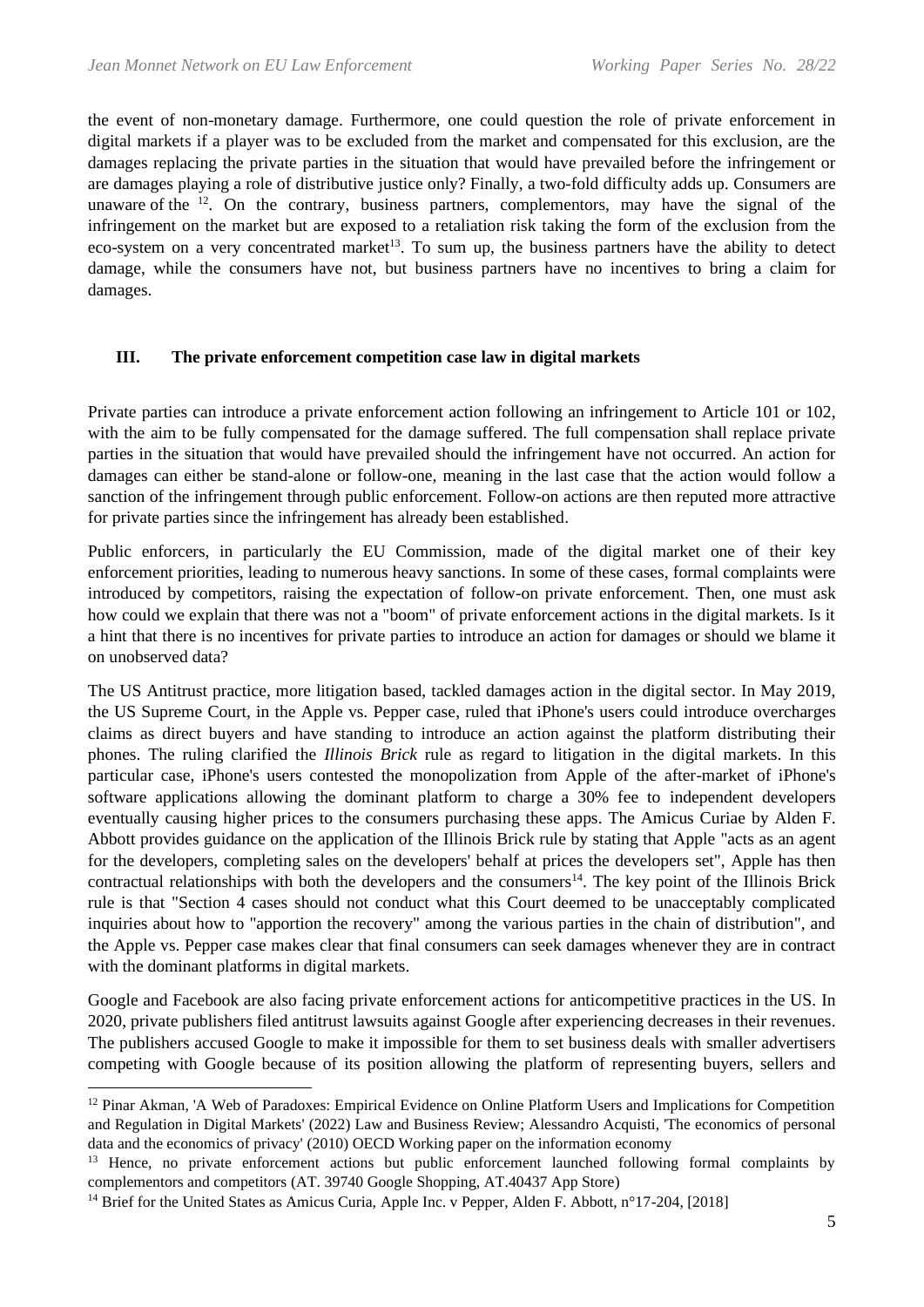the event of non-monetary damage. Furthermore, one could question the role of private enforcement in digital markets if a player was to be excluded from the market and compensated for this exclusion, are the damages replacing the private parties in the situation that would have prevailed before the infringement or are damages playing a role of distributive justice only? Finally, a two-fold difficulty adds up. Consumers are unaware of the [12]. On the contrary, business partners, complementors, may have the signal of the infringement on the market but are exposed to a retaliation risk taking the form of the exclusion from the eco-system on a very concentrated market[13]. To sum up, the business partners have the ability to detect damage, while the consumers have not, but business partners have no incentives to bring a claim for damages.

## III. The private enforcement competition case law in digital markets

Private parties can introduce a private enforcement action following an infringement to Article 101 or 102, with the aim to be fully compensated for the damage suffered. The full compensation shall replace private parties in the situation that would have prevailed should the infringement have not occurred. An action for damages can either be stand-alone or follow-one, meaning in the last case that the action would follow a sanction of the infringement through public enforcement. Follow-on actions are then reputed more attractive for private parties since the infringement has already been established.

Public enforcers, in particularly the EU Commission, made of the digital market one of their key enforcement priorities, leading to numerous heavy sanctions. In some of these cases, formal complaints were introduced by competitors, raising the expectation of follow-on private enforcement. Then, one must ask how could we explain that there was not a "boom" of private enforcement actions in the digital markets. Is it a hint that there is no incentives for private parties to introduce an action for damages or should we blame it on unobserved data?

The US Antitrust practice, more litigation based, tackled damages action in the digital sector. In May 2019, the US Supreme Court, in the Apple vs. Pepper case, ruled that iPhone's users could introduce overcharges claims as direct buyers and have standing to introduce an action against the platform distributing their phones. The ruling clarified the *Illinois Brick* rule as regard to litigation in the digital markets. In this particular case, iPhone's users contested the monopolization from Apple of the after-market of iPhone's software applications allowing the dominant platform to charge a 30% fee to independent developers eventually causing higher prices to the consumers purchasing these apps. The Amicus Curiae by Alden F. Abbott provides guidance on the application of the Illinois Brick rule by stating that Apple "acts as an agent for the developers, completing sales on the developers' behalf at prices the developers set", Apple has then contractual relationships with both the developers and the consumers[14]. The key point of the Illinois Brick rule is that "Section 4 cases should not conduct what this Court deemed to be unacceptably complicated inquiries about how to "apportion the recovery" among the various parties in the chain of distribution", and the Apple vs. Pepper case makes clear that final consumers can seek damages whenever they are in contract with the dominant platforms in digital markets.

Google and Facebook are also facing private enforcement actions for anticompetitive practices in the US. In 2020, private publishers filed antitrust lawsuits against Google after experiencing decreases in their revenues. The publishers accused Google to make it impossible for them to set business deals with smaller advertisers competing with Google because of its position allowing the platform of representing buyers, sellers and

---

[12] Pinar Akman, 'A Web of Paradoxes: Empirical Evidence on Online Platform Users and Implications for Competition and Regulation in Digital Markets' (2022) Law and Business Review; Alessandro Acquisti, 'The economics of personal data and the economics of privacy' (2010) OECD Working paper on the information economy

[13] Hence, no private enforcement actions but public enforcement launched following formal complaints by complementors and competitors (AT. 39740 Google Shopping, AT.40437 App Store)

[14] Brief for the United States as Amicus Curia, Apple Inc. v Pepper, Alden F. Abbott, n°17-204, [2018]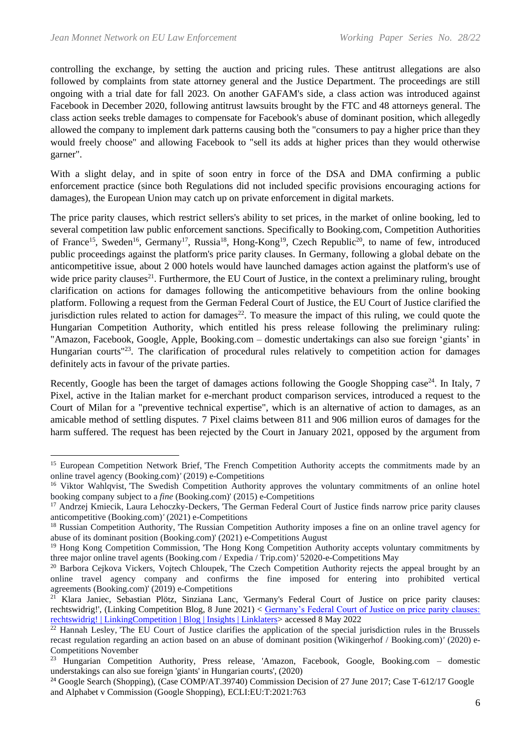controlling the exchange, by setting the auction and pricing rules. These antitrust allegations are also followed by complaints from state attorney general and the Justice Department. The proceedings are still ongoing with a trial date for fall 2023. On another GAFAM's side, a class action was introduced against Facebook in December 2020, following antitrust lawsuits brought by the FTC and 48 attorneys general. The class action seeks treble damages to compensate for Facebook's abuse of dominant position, which allegedly allowed the company to implement dark patterns causing both the "consumers to pay a higher price than they would freely choose" and allowing Facebook to "sell its adds at higher prices than they would otherwise garner".

With a slight delay, and in spite of soon entry in force of the DSA and DMA confirming a public enforcement practice (since both Regulations did not included specific provisions encouraging actions for damages), the European Union may catch up on private enforcement in digital markets.

The price parity clauses, which restrict sellers's ability to set prices, in the market of online booking, led to several competition law public enforcement sanctions. Specifically to Booking.com, Competition Authorities of France[15], Sweden[16], Germany[17], Russia[18], Hong-Kong[19], Czech Republic[20], to name of few, introduced public proceedings against the platform's price parity clauses. In Germany, following a global debate on the anticompetitive issue, about 2 000 hotels would have launched damages action against the platform's use of wide price parity clauses[21]. Furthermore, the EU Court of Justice, in the context a preliminary ruling, brought clarification on actions for damages following the anticompetitive behaviours from the online booking platform. Following a request from the German Federal Court of Justice, the EU Court of Justice clarified the jurisdiction rules related to action for damages[22]. To measure the impact of this ruling, we could quote the Hungarian Competition Authority, which entitled his press release following the preliminary ruling: "Amazon, Facebook, Google, Apple, Booking.com – domestic undertakings can also sue foreign 'giants' in Hungarian courts"[23]. The clarification of procedural rules relatively to competition action for damages definitely acts in favour of the private parties.

Recently, Google has been the target of damages actions following the Google Shopping case[24]. In Italy, 7 Pixel, active in the Italian market for e-merchant product comparison services, introduced a request to the Court of Milan for a "preventive technical expertise", which is an alternative of action to damages, as an amicable method of settling disputes. 7 Pixel claims between 811 and 906 million euros of damages for the harm suffered. The request has been rejected by the Court in January 2021, opposed by the argument from

---

[15] European Competition Network Brief, 'The French Competition Authority accepts the commitments made by an online travel agency (Booking.com)' (2019) e-Competitions

[16] Viktor Wahlqvist, 'The Swedish Competition Authority approves the voluntary commitments of an online hotel booking company subject to a *fine* (Booking.com)' (2015) e-Competitions

[17] Andrzej Kmiecik, Laura Lehoczky-Deckers, 'The German Federal Court of Justice finds narrow price parity clauses anticompetitive (Booking.com)' (2021) e-Competitions

[18] Russian Competition Authority, 'The Russian Competition Authority imposes a fine on an online travel agency for abuse of its dominant position (Booking.com)' (2021) e-Competitions August

[19] Hong Kong Competition Commission, 'The Hong Kong Competition Authority accepts voluntary commitments by three major online travel agents (Booking.com / Expedia / Trip.com)' 52020-e-Competitions May

[20] Barbora Cejkova Vickers, Vojtech Chloupek, 'The Czech Competition Authority rejects the appeal brought by an online travel agency company and confirms the fine imposed for entering into prohibited vertical agreements (Booking.com)' (2019) e-Competitions

[21] Klara Janiec, Sebastian Plötz, Sinziana Lanc, 'Germany's Federal Court of Justice on price parity clauses: rechtswidrig!', (Linking Competition Blog, 8 June 2021) < Germany's Federal Court of Justice on price parity clauses: rechtswidrig! | LinkingCompetition | Blog | Insights | Linklaters> accessed 8 May 2022

[22] Hannah Lesley, 'The EU Court of Justice clarifies the application of the special jurisdiction rules in the Brussels recast regulation regarding an action based on an abuse of dominant position (Wikingerhof / Booking.com)' (2020) e-Competitions November

[23] Hungarian Competition Authority, Press release, 'Amazon, Facebook, Google, Booking.com – domestic understakings can also sue foreign 'giants' in Hungarian courts', (2020)

[24] Google Search (Shopping), (Case COMP/AT.39740) Commission Decision of 27 June 2017; Case T-612/17 Google and Alphabet v Commission (Google Shopping), ECLI:EU:T:2021:763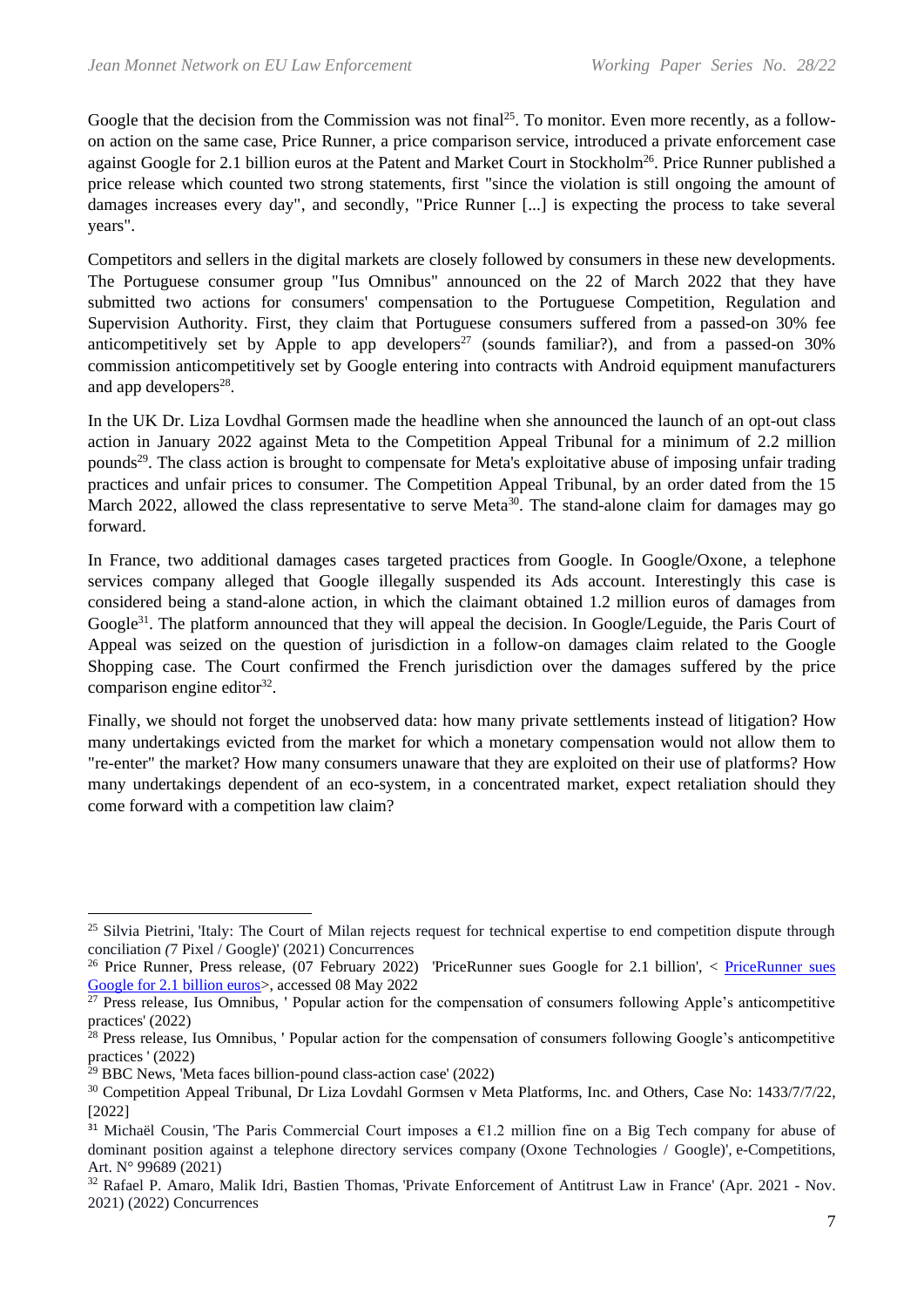Google that the decision from the Commission was not final[25]. To monitor. Even more recently, as a follow-on action on the same case, Price Runner, a price comparison service, introduced a private enforcement case against Google for 2.1 billion euros at the Patent and Market Court in Stockholm[26]. Price Runner published a price release which counted two strong statements, first "since the violation is still ongoing the amount of damages increases every day", and secondly, "Price Runner [...] is expecting the process to take several years".

Competitors and sellers in the digital markets are closely followed by consumers in these new developments. The Portuguese consumer group "Ius Omnibus" announced on the 22 of March 2022 that they have submitted two actions for consumers' compensation to the Portuguese Competition, Regulation and Supervision Authority. First, they claim that Portuguese consumers suffered from a passed-on 30% fee anticompetitively set by Apple to app developers[27] (sounds familiar?), and from a passed-on 30% commission anticompetitively set by Google entering into contracts with Android equipment manufacturers and app developers[28].

In the UK Dr. Liza Lovdhal Gormsen made the headline when she announced the launch of an opt-out class action in January 2022 against Meta to the Competition Appeal Tribunal for a minimum of 2.2 million pounds[29]. The class action is brought to compensate for Meta's exploitative abuse of imposing unfair trading practices and unfair prices to consumer. The Competition Appeal Tribunal, by an order dated from the 15 March 2022, allowed the class representative to serve Meta[30]. The stand-alone claim for damages may go forward.

In France, two additional damages cases targeted practices from Google. In Google/Oxone, a telephone services company alleged that Google illegally suspended its Ads account. Interestingly this case is considered being a stand-alone action, in which the claimant obtained 1.2 million euros of damages from Google[31]. The platform announced that they will appeal the decision. In Google/Leguide, the Paris Court of Appeal was seized on the question of jurisdiction in a follow-on damages claim related to the Google Shopping case. The Court confirmed the French jurisdiction over the damages suffered by the price comparison engine editor[32].

Finally, we should not forget the unobserved data: how many private settlements instead of litigation? How many undertakings evicted from the market for which a monetary compensation would not allow them to "re-enter" the market? How many consumers unaware that they are exploited on their use of platforms? How many undertakings dependent of an eco-system, in a concentrated market, expect retaliation should they come forward with a competition law claim?

---

[25] Silvia Pietrini, 'Italy: The Court of Milan rejects request for technical expertise to end competition dispute through conciliation *(*7 Pixel / Google)' (2021) Concurrences

[26] Price Runner, Press release, (07 February 2022) 'PriceRunner sues Google for 2.1 billion', < [PriceRunner sues Google for 2.1 billion euros]>, accessed 08 May 2022

[27] Press release, Ius Omnibus, ' Popular action for the compensation of consumers following Apple's anticompetitive practices' (2022)

[28] Press release, Ius Omnibus, ' Popular action for the compensation of consumers following Google's anticompetitive practices ' (2022)

[29] BBC News, 'Meta faces billion-pound class-action case' (2022)

[30] Competition Appeal Tribunal, Dr Liza Lovdahl Gormsen v Meta Platforms, Inc. and Others, Case No: 1433/7/7/22, [2022]

[31] Michaël Cousin, 'The Paris Commercial Court imposes a €1.2 million fine on a Big Tech company for abuse of dominant position against a telephone directory services company (Oxone Technologies / Google)', e-Competitions, Art. N° 99689 (2021)

[32] Rafael P. Amaro, Malik Idri, Bastien Thomas, 'Private Enforcement of Antitrust Law in France' (Apr. 2021 - Nov. 2021) (2022) Concurrences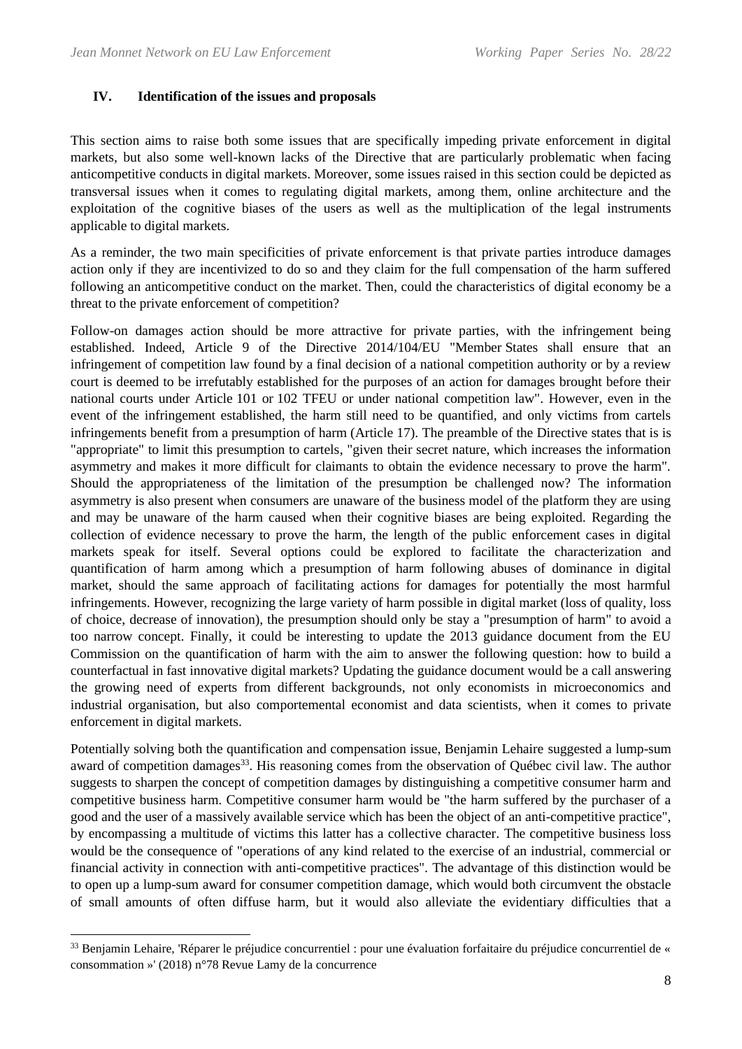## IV. Identification of the issues and proposals

This section aims to raise both some issues that are specifically impeding private enforcement in digital markets, but also some well-known lacks of the Directive that are particularly problematic when facing anticompetitive conducts in digital markets. Moreover, some issues raised in this section could be depicted as transversal issues when it comes to regulating digital markets, among them, online architecture and the exploitation of the cognitive biases of the users as well as the multiplication of the legal instruments applicable to digital markets.

As a reminder, the two main specificities of private enforcement is that private parties introduce damages action only if they are incentivized to do so and they claim for the full compensation of the harm suffered following an anticompetitive conduct on the market. Then, could the characteristics of digital economy be a threat to the private enforcement of competition?

Follow-on damages action should be more attractive for private parties, with the infringement being established. Indeed, Article 9 of the Directive 2014/104/EU "Member States shall ensure that an infringement of competition law found by a final decision of a national competition authority or by a review court is deemed to be irrefutably established for the purposes of an action for damages brought before their national courts under Article 101 or 102 TFEU or under national competition law". However, even in the event of the infringement established, the harm still need to be quantified, and only victims from cartels infringements benefit from a presumption of harm (Article 17). The preamble of the Directive states that is is "appropriate" to limit this presumption to cartels, "given their secret nature, which increases the information asymmetry and makes it more difficult for claimants to obtain the evidence necessary to prove the harm". Should the appropriateness of the limitation of the presumption be challenged now? The information asymmetry is also present when consumers are unaware of the business model of the platform they are using and may be unaware of the harm caused when their cognitive biases are being exploited. Regarding the collection of evidence necessary to prove the harm, the length of the public enforcement cases in digital markets speak for itself. Several options could be explored to facilitate the characterization and quantification of harm among which a presumption of harm following abuses of dominance in digital market, should the same approach of facilitating actions for damages for potentially the most harmful infringements. However, recognizing the large variety of harm possible in digital market (loss of quality, loss of choice, decrease of innovation), the presumption should only be stay a "presumption of harm" to avoid a too narrow concept. Finally, it could be interesting to update the 2013 guidance document from the EU Commission on the quantification of harm with the aim to answer the following question: how to build a counterfactual in fast innovative digital markets? Updating the guidance document would be a call answering the growing need of experts from different backgrounds, not only economists in microeconomics and industrial organisation, but also comportemental economist and data scientists, when it comes to private enforcement in digital markets.

Potentially solving both the quantification and compensation issue, Benjamin Lehaire suggested a lump-sum award of competition damages[33]. His reasoning comes from the observation of Québec civil law. The author suggests to sharpen the concept of competition damages by distinguishing a competitive consumer harm and competitive business harm. Competitive consumer harm would be "the harm suffered by the purchaser of a good and the user of a massively available service which has been the object of an anti-competitive practice", by encompassing a multitude of victims this latter has a collective character. The competitive business loss would be the consequence of "operations of any kind related to the exercise of an industrial, commercial or financial activity in connection with anti-competitive practices". The advantage of this distinction would be to open up a lump-sum award for consumer competition damage, which would both circumvent the obstacle of small amounts of often diffuse harm, but it would also alleviate the evidentiary difficulties that a

[33] Benjamin Lehaire, 'Réparer le préjudice concurrentiel : pour une évaluation forfaitaire du préjudice concurrentiel de « consommation »' (2018) n°78 Revue Lamy de la concurrence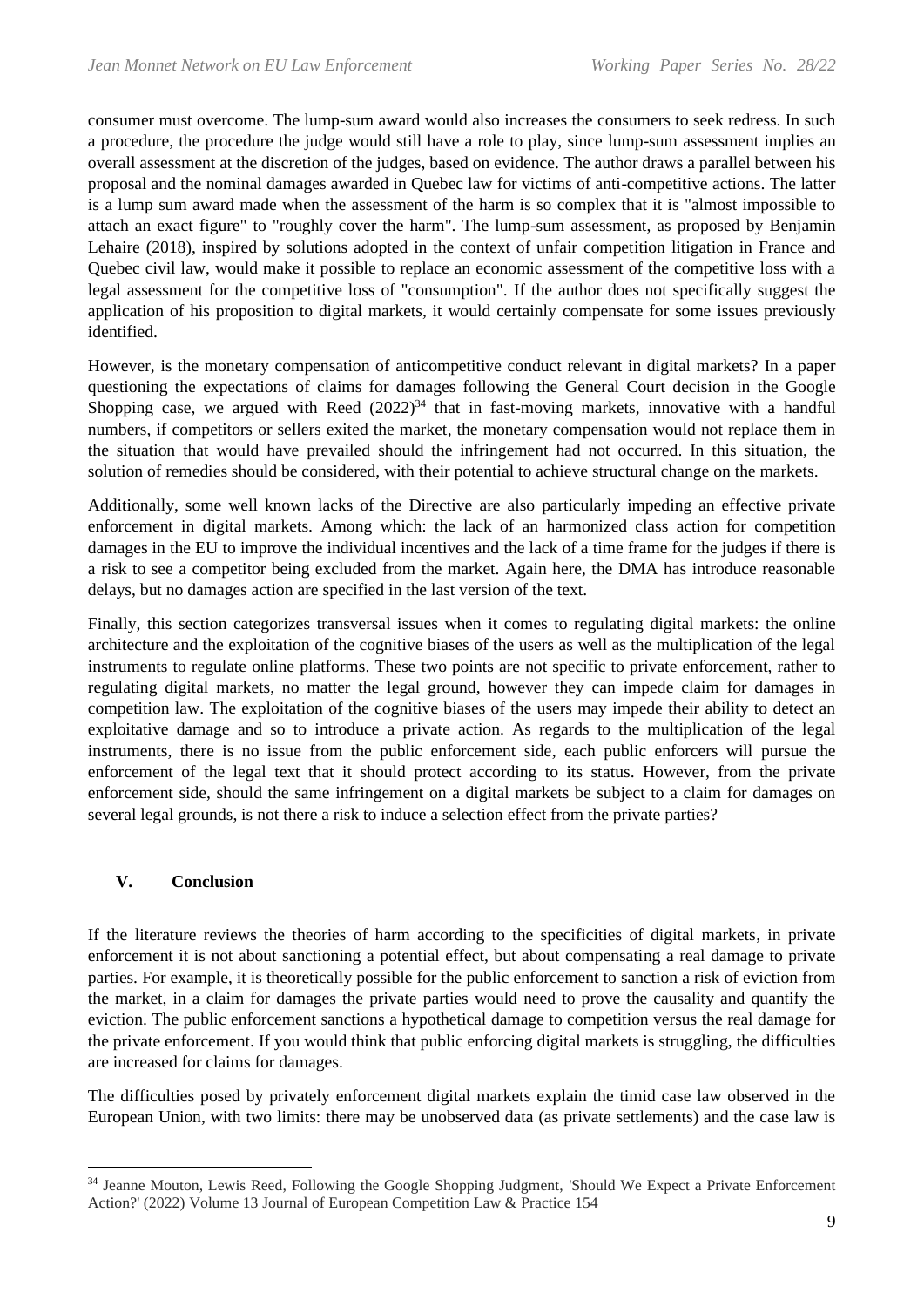consumer must overcome. The lump-sum award would also increases the consumers to seek redress. In such a procedure, the procedure the judge would still have a role to play, since lump-sum assessment implies an overall assessment at the discretion of the judges, based on evidence. The author draws a parallel between his proposal and the nominal damages awarded in Quebec law for victims of anti-competitive actions. The latter is a lump sum award made when the assessment of the harm is so complex that it is "almost impossible to attach an exact figure" to "roughly cover the harm". The lump-sum assessment, as proposed by Benjamin Lehaire (2018), inspired by solutions adopted in the context of unfair competition litigation in France and Quebec civil law, would make it possible to replace an economic assessment of the competitive loss with a legal assessment for the competitive loss of "consumption". If the author does not specifically suggest the application of his proposition to digital markets, it would certainly compensate for some issues previously identified.

However, is the monetary compensation of anticompetitive conduct relevant in digital markets? In a paper questioning the expectations of claims for damages following the General Court decision in the Google Shopping case, we argued with Reed (2022)[34] that in fast-moving markets, innovative with a handful numbers, if competitors or sellers exited the market, the monetary compensation would not replace them in the situation that would have prevailed should the infringement had not occurred. In this situation, the solution of remedies should be considered, with their potential to achieve structural change on the markets.

Additionally, some well known lacks of the Directive are also particularly impeding an effective private enforcement in digital markets. Among which: the lack of an harmonized class action for competition damages in the EU to improve the individual incentives and the lack of a time frame for the judges if there is a risk to see a competitor being excluded from the market. Again here, the DMA has introduce reasonable delays, but no damages action are specified in the last version of the text.

Finally, this section categorizes transversal issues when it comes to regulating digital markets: the online architecture and the exploitation of the cognitive biases of the users as well as the multiplication of the legal instruments to regulate online platforms. These two points are not specific to private enforcement, rather to regulating digital markets, no matter the legal ground, however they can impede claim for damages in competition law. The exploitation of the cognitive biases of the users may impede their ability to detect an exploitative damage and so to introduce a private action. As regards to the multiplication of the legal instruments, there is no issue from the public enforcement side, each public enforcers will pursue the enforcement of the legal text that it should protect according to its status. However, from the private enforcement side, should the same infringement on a digital markets be subject to a claim for damages on several legal grounds, is not there a risk to induce a selection effect from the private parties?

## V. Conclusion

If the literature reviews the theories of harm according to the specificities of digital markets, in private enforcement it is not about sanctioning a potential effect, but about compensating a real damage to private parties. For example, it is theoretically possible for the public enforcement to sanction a risk of eviction from the market, in a claim for damages the private parties would need to prove the causality and quantify the eviction. The public enforcement sanctions a hypothetical damage to competition versus the real damage for the private enforcement. If you would think that public enforcing digital markets is struggling, the difficulties are increased for claims for damages.

The difficulties posed by privately enforcement digital markets explain the timid case law observed in the European Union, with two limits: there may be unobserved data (as private settlements) and the case law is

---

[34] Jeanne Mouton, Lewis Reed, Following the Google Shopping Judgment, 'Should We Expect a Private Enforcement Action?' (2022) Volume 13 Journal of European Competition Law & Practice 154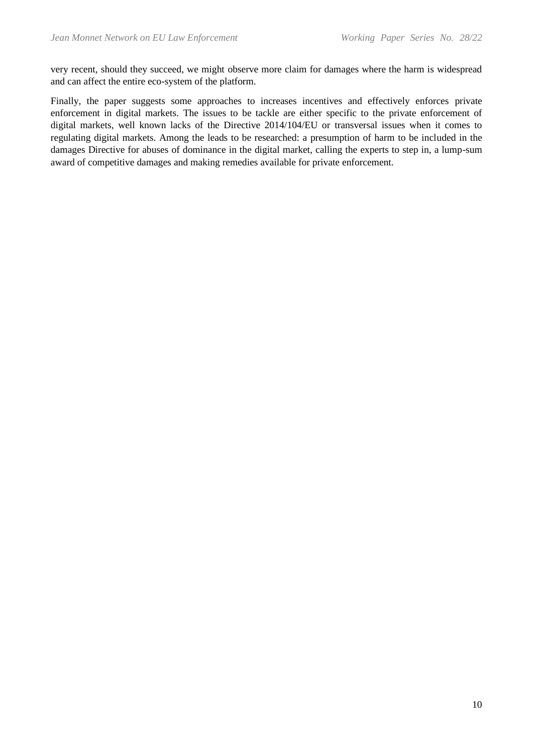very recent, should they succeed, we might observe more claim for damages where the harm is widespread and can affect the entire eco-system of the platform.

Finally, the paper suggests some approaches to increases incentives and effectively enforces private enforcement in digital markets. The issues to be tackle are either specific to the private enforcement of digital markets, well known lacks of the Directive 2014/104/EU or transversal issues when it comes to regulating digital markets. Among the leads to be researched: a presumption of harm to be included in the damages Directive for abuses of dominance in the digital market, calling the experts to step in, a lump-sum award of competitive damages and making remedies available for private enforcement.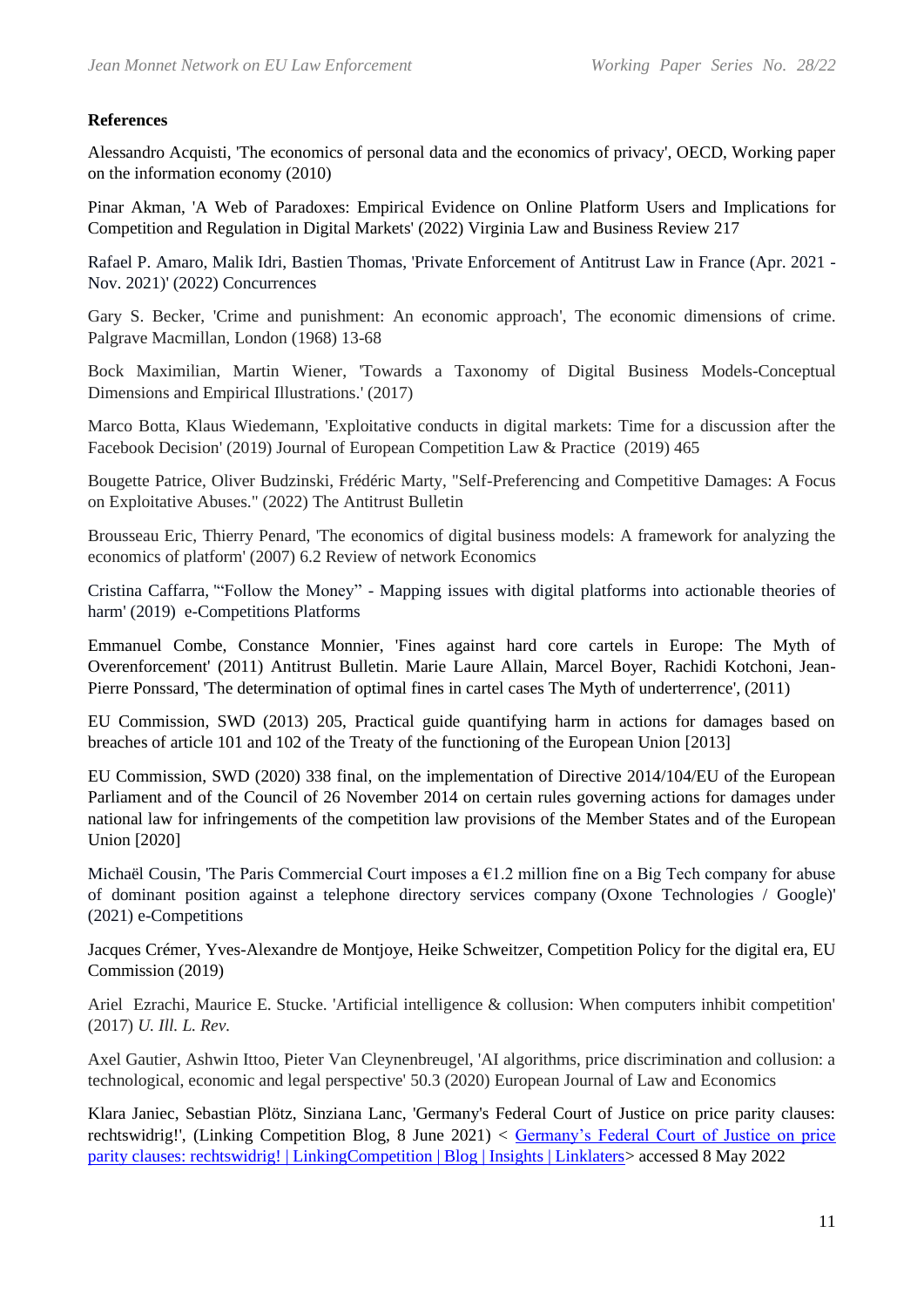**References**

Alessandro Acquisti, 'The economics of personal data and the economics of privacy', OECD, Working paper on the information economy (2010)

Pinar Akman, 'A Web of Paradoxes: Empirical Evidence on Online Platform Users and Implications for Competition and Regulation in Digital Markets' (2022) Virginia Law and Business Review 217

Rafael P. Amaro, Malik Idri, Bastien Thomas, 'Private Enforcement of Antitrust Law in France (Apr. 2021 - Nov. 2021)' (2022) Concurrences

Gary S. Becker, 'Crime and punishment: An economic approach', The economic dimensions of crime. Palgrave Macmillan, London (1968) 13-68

Bock Maximilian, Martin Wiener, 'Towards a Taxonomy of Digital Business Models-Conceptual Dimensions and Empirical Illustrations.' (2017)

Marco Botta, Klaus Wiedemann, 'Exploitative conducts in digital markets: Time for a discussion after the Facebook Decision' (2019) Journal of European Competition Law & Practice (2019) 465

Bougette Patrice, Oliver Budzinski, Frédéric Marty, "Self-Preferencing and Competitive Damages: A Focus on Exploitative Abuses." (2022) The Antitrust Bulletin

Brousseau Eric, Thierry Penard, 'The economics of digital business models: A framework for analyzing the economics of platform' (2007) 6.2 Review of network Economics

Cristina Caffarra, '"Follow the Money" - Mapping issues with digital platforms into actionable theories of harm' (2019) e-Competitions Platforms

Emmanuel Combe, Constance Monnier, 'Fines against hard core cartels in Europe: The Myth of Overenforcement' (2011) Antitrust Bulletin. Marie Laure Allain, Marcel Boyer, Rachidi Kotchoni, Jean-Pierre Ponssard, 'The determination of optimal fines in cartel cases The Myth of underterrence', (2011)

EU Commission, SWD (2013) 205, Practical guide quantifying harm in actions for damages based on breaches of article 101 and 102 of the Treaty of the functioning of the European Union [2013]

EU Commission, SWD (2020) 338 final, on the implementation of Directive 2014/104/EU of the European Parliament and of the Council of 26 November 2014 on certain rules governing actions for damages under national law for infringements of the competition law provisions of the Member States and of the European Union [2020]

Michaël Cousin, 'The Paris Commercial Court imposes a €1.2 million fine on a Big Tech company for abuse of dominant position against a telephone directory services company (Oxone Technologies / Google)' (2021) e-Competitions

Jacques Crémer, Yves-Alexandre de Montjoye, Heike Schweitzer, Competition Policy for the digital era, EU Commission (2019)

Ariel Ezrachi, Maurice E. Stucke. 'Artificial intelligence & collusion: When computers inhibit competition' (2017) *U. Ill. L. Rev.*

Axel Gautier, Ashwin Ittoo, Pieter Van Cleynenbreugel, 'AI algorithms, price discrimination and collusion: a technological, economic and legal perspective' 50.3 (2020) European Journal of Law and Economics

Klara Janiec, Sebastian Plötz, Sinziana Lanc, 'Germany's Federal Court of Justice on price parity clauses: rechtswidrig!', (Linking Competition Blog, 8 June 2021) < Germany's Federal Court of Justice on price parity clauses: rechtswidrig! | LinkingCompetition | Blog | Insights | Linklaters> accessed 8 May 2022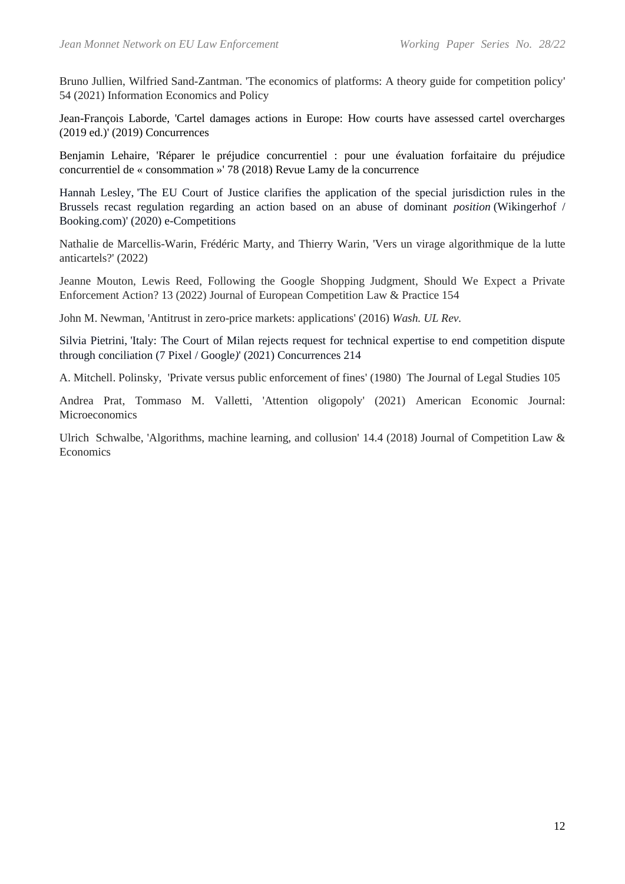Bruno Jullien, Wilfried Sand-Zantman. 'The economics of platforms: A theory guide for competition policy' 54 (2021) Information Economics and Policy

Jean-François Laborde, 'Cartel damages actions in Europe: How courts have assessed cartel overcharges (2019 ed.)' (2019) Concurrences

Benjamin Lehaire, 'Réparer le préjudice concurrentiel : pour une évaluation forfaitaire du préjudice concurrentiel de « consommation »' 78 (2018) Revue Lamy de la concurrence

Hannah Lesley, 'The EU Court of Justice clarifies the application of the special jurisdiction rules in the Brussels recast regulation regarding an action based on an abuse of dominant *position* (Wikingerhof / Booking.com)' (2020) e-Competitions

Nathalie de Marcellis-Warin, Frédéric Marty, and Thierry Warin, 'Vers un virage algorithmique de la lutte anticartels?' (2022)

Jeanne Mouton, Lewis Reed, Following the Google Shopping Judgment, Should We Expect a Private Enforcement Action? 13 (2022) Journal of European Competition Law & Practice 154

John M. Newman, 'Antitrust in zero-price markets: applications' (2016) *Wash. UL Rev.*

Silvia Pietrini, 'Italy: The Court of Milan rejects request for technical expertise to end competition dispute through conciliation (7 Pixel / Google*)*' (2021) Concurrences 214

A. Mitchell. Polinsky, 'Private versus public enforcement of fines' (1980) The Journal of Legal Studies 105

Andrea Prat, Tommaso M. Valletti, 'Attention oligopoly' (2021) American Economic Journal: Microeconomics

Ulrich Schwalbe, 'Algorithms, machine learning, and collusion' 14.4 (2018) Journal of Competition Law & Economics